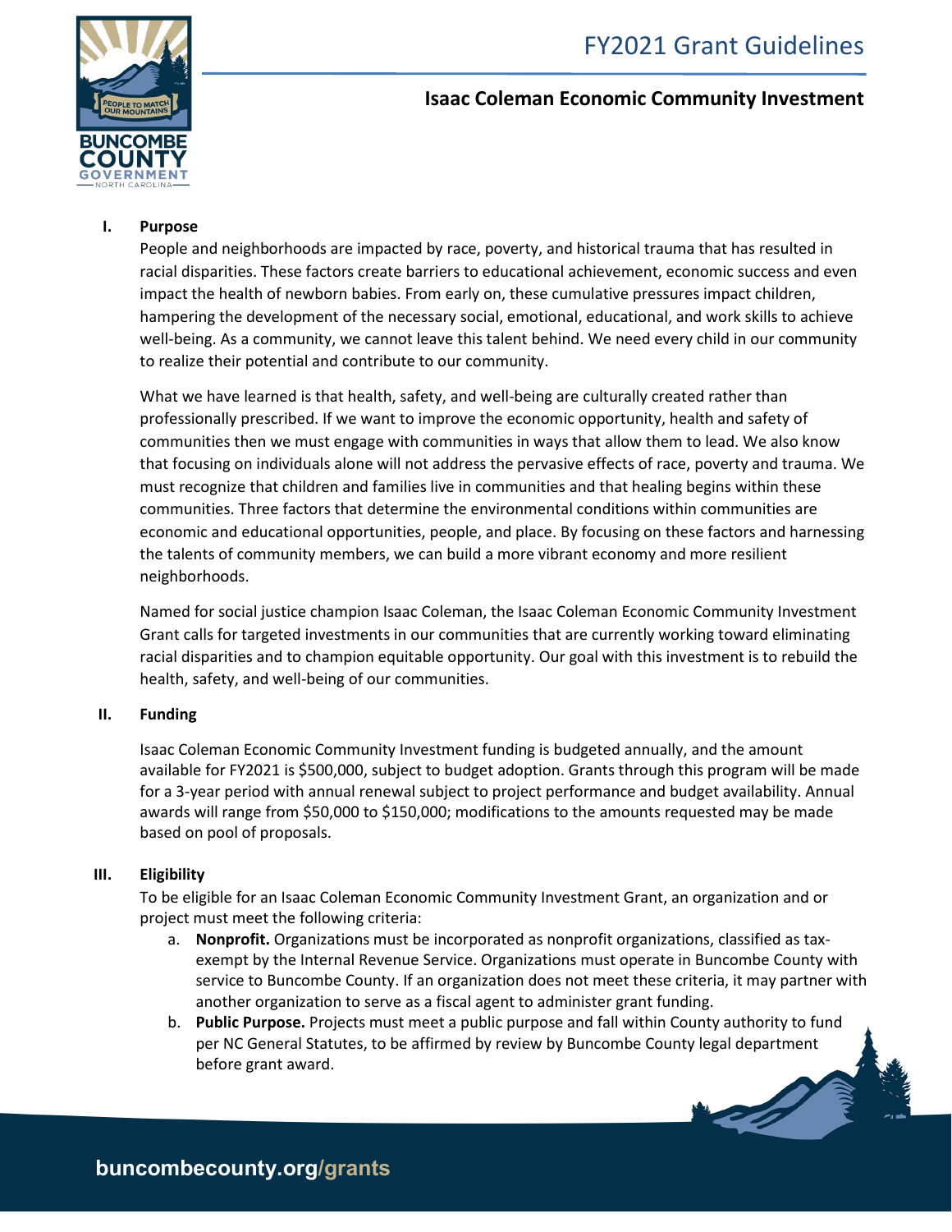# FY2021 Grant Guidelines

## Isaac Coleman Economic Community Investment

### I. Purpose

People and neighborhoods are impacted by race, poverty, and historical trauma that has resulted in racial disparities. These factors create barriers to educational achievement, economic success and even impact the health of newborn babies. From early on, these cumulative pressures impact children, hampering the development of the necessary social, emotional, educational, and work skills to achieve well-being. As a community, we cannot leave this talent behind. We need every child in our community to realize their potential and contribute to our community.

What we have learned is that health, safety, and well-being are culturally created rather than professionally prescribed. If we want to improve the economic opportunity, health and safety of communities then we must engage with communities in ways that allow them to lead. We also know that focusing on individuals alone will not address the pervasive effects of race, poverty and trauma. We must recognize that children and families live in communities and that healing begins within these communities. Three factors that determine the environmental conditions within communities are economic and educational opportunities, people, and place. By focusing on these factors and harnessing the talents of community members, we can build a more vibrant economy and more resilient neighborhoods.

Named for social justice champion Isaac Coleman, the Isaac Coleman Economic Community Investment Grant calls for targeted investments in our communities that are currently working toward eliminating racial disparities and to champion equitable opportunity. Our goal with this investment is to rebuild the health, safety, and well-being of our communities.

### II. Funding

Isaac Coleman Economic Community Investment funding is budgeted annually, and the amount available for FY2021 is $500,000, subject to budget adoption. Grants through this program will be made for a 3-year period with annual renewal subject to project performance and budget availability. Annual awards will range from $50,000 to $150,000; modifications to the amounts requested may be made based on pool of proposals.

### III. Eligibility

To be eligible for an Isaac Coleman Economic Community Investment Grant, an organization and or project must meet the following criteria:

a. **Nonprofit.** Organizations must be incorporated as nonprofit organizations, classified as tax-exempt by the Internal Revenue Service. Organizations must operate in Buncombe County with service to Buncombe County. If an organization does not meet these criteria, it may partner with another organization to serve as a fiscal agent to administer grant funding.

b. **Public Purpose.** Projects must meet a public purpose and fall within County authority to fund per NC General Statutes, to be affirmed by review by Buncombe County legal department before grant award.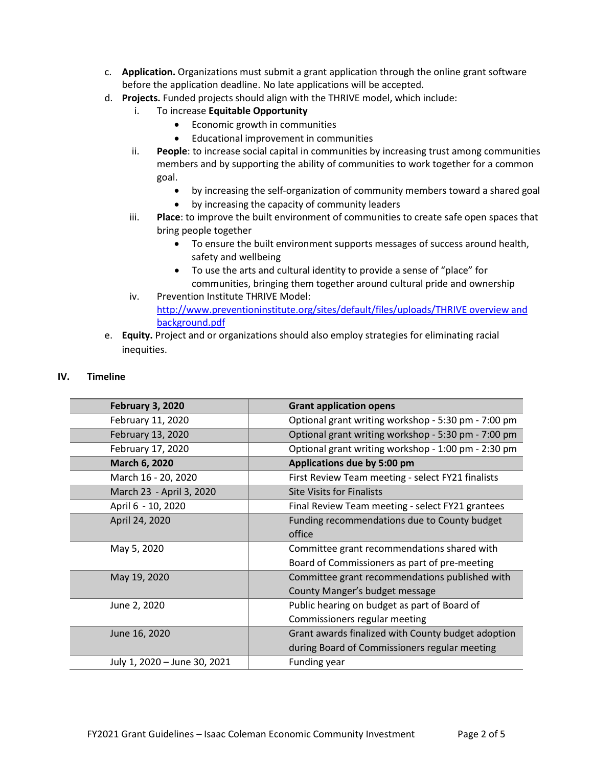c. **Application.** Organizations must submit a grant application through the online grant software before the application deadline. No late applications will be accepted.

d. **Projects.** Funded projects should align with the THRIVE model, which include:

   i. To increase **Equitable Opportunity**
      - Economic growth in communities
      - Educational improvement in communities

   ii. **People**: to increase social capital in communities by increasing trust among communities members and by supporting the ability of communities to work together for a common goal.
      - by increasing the self-organization of community members toward a shared goal
      - by increasing the capacity of community leaders

   iii. **Place**: to improve the built environment of communities to create safe open spaces that bring people together
      - To ensure the built environment supports messages of success around health, safety and wellbeing
      - To use the arts and cultural identity to provide a sense of "place" for communities, bringing them together around cultural pride and ownership

   iv. Prevention Institute THRIVE Model: http://www.preventioninstitute.org/sites/default/files/uploads/THRIVE overview and background.pdf

e. **Equity.** Project and or organizations should also employ strategies for eliminating racial inequities.

## IV. Timeline

| **February 3, 2020** | **Grant application opens** |
|---|---|
| February 11, 2020 | Optional grant writing workshop - 5:30 pm - 7:00 pm |
| February 13, 2020 | Optional grant writing workshop - 5:30 pm - 7:00 pm |
| February 17, 2020 | Optional grant writing workshop - 1:00 pm - 2:30 pm |
| **March 6, 2020** | **Applications due by 5:00 pm** |
| March 16 - 20, 2020 | First Review Team meeting - select FY21 finalists |
| March 23 - April 3, 2020 | Site Visits for Finalists |
| April 6 - 10, 2020 | Final Review Team meeting - select FY21 grantees |
| April 24, 2020 | Funding recommendations due to County budget office |
| May 5, 2020 | Committee grant recommendations shared with Board of Commissioners as part of pre-meeting |
| May 19, 2020 | Committee grant recommendations published with County Manger's budget message |
| June 2, 2020 | Public hearing on budget as part of Board of Commissioners regular meeting |
| June 16, 2020 | Grant awards finalized with County budget adoption during Board of Commissioners regular meeting |
| July 1, 2020 – June 30, 2021 | Funding year |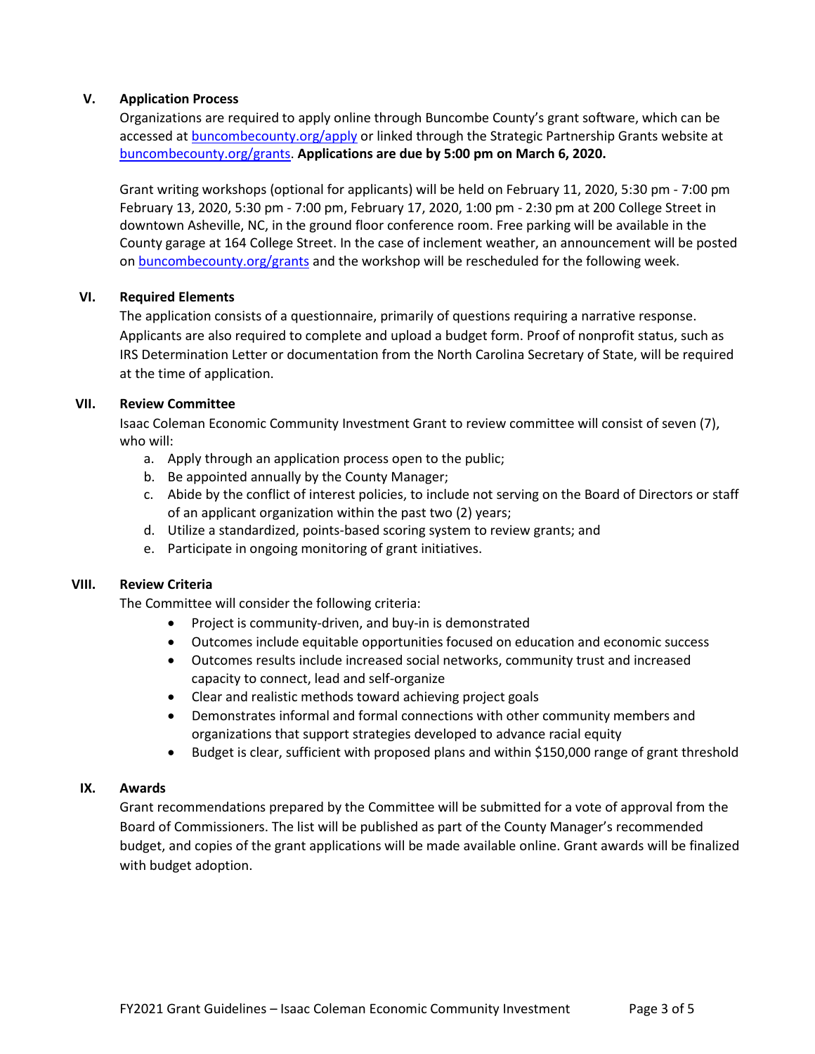## V. Application Process

Organizations are required to apply online through Buncombe County's grant software, which can be accessed at [buncombecounty.org/apply](buncombecounty.org/apply) or linked through the Strategic Partnership Grants website at [buncombecounty.org/grants](buncombecounty.org/grants). **Applications are due by 5:00 pm on March 6, 2020.**

Grant writing workshops (optional for applicants) will be held on February 11, 2020, 5:30 pm - 7:00 pm February 13, 2020, 5:30 pm - 7:00 pm, February 17, 2020, 1:00 pm - 2:30 pm at 200 College Street in downtown Asheville, NC, in the ground floor conference room. Free parking will be available in the County garage at 164 College Street. In the case of inclement weather, an announcement will be posted on [buncombecounty.org/grants](buncombecounty.org/grants) and the workshop will be rescheduled for the following week.

## VI. Required Elements

The application consists of a questionnaire, primarily of questions requiring a narrative response. Applicants are also required to complete and upload a budget form. Proof of nonprofit status, such as IRS Determination Letter or documentation from the North Carolina Secretary of State, will be required at the time of application.

## VII. Review Committee

Isaac Coleman Economic Community Investment Grant to review committee will consist of seven (7), who will:

a. Apply through an application process open to the public;
b. Be appointed annually by the County Manager;
c. Abide by the conflict of interest policies, to include not serving on the Board of Directors or staff of an applicant organization within the past two (2) years;
d. Utilize a standardized, points-based scoring system to review grants; and
e. Participate in ongoing monitoring of grant initiatives.

## VIII. Review Criteria

The Committee will consider the following criteria:

- Project is community-driven, and buy-in is demonstrated
- Outcomes include equitable opportunities focused on education and economic success
- Outcomes results include increased social networks, community trust and increased capacity to connect, lead and self-organize
- Clear and realistic methods toward achieving project goals
- Demonstrates informal and formal connections with other community members and organizations that support strategies developed to advance racial equity
- Budget is clear, sufficient with proposed plans and within $150,000 range of grant threshold

## IX. Awards

Grant recommendations prepared by the Committee will be submitted for a vote of approval from the Board of Commissioners. The list will be published as part of the County Manager's recommended budget, and copies of the grant applications will be made available online. Grant awards will be finalized with budget adoption.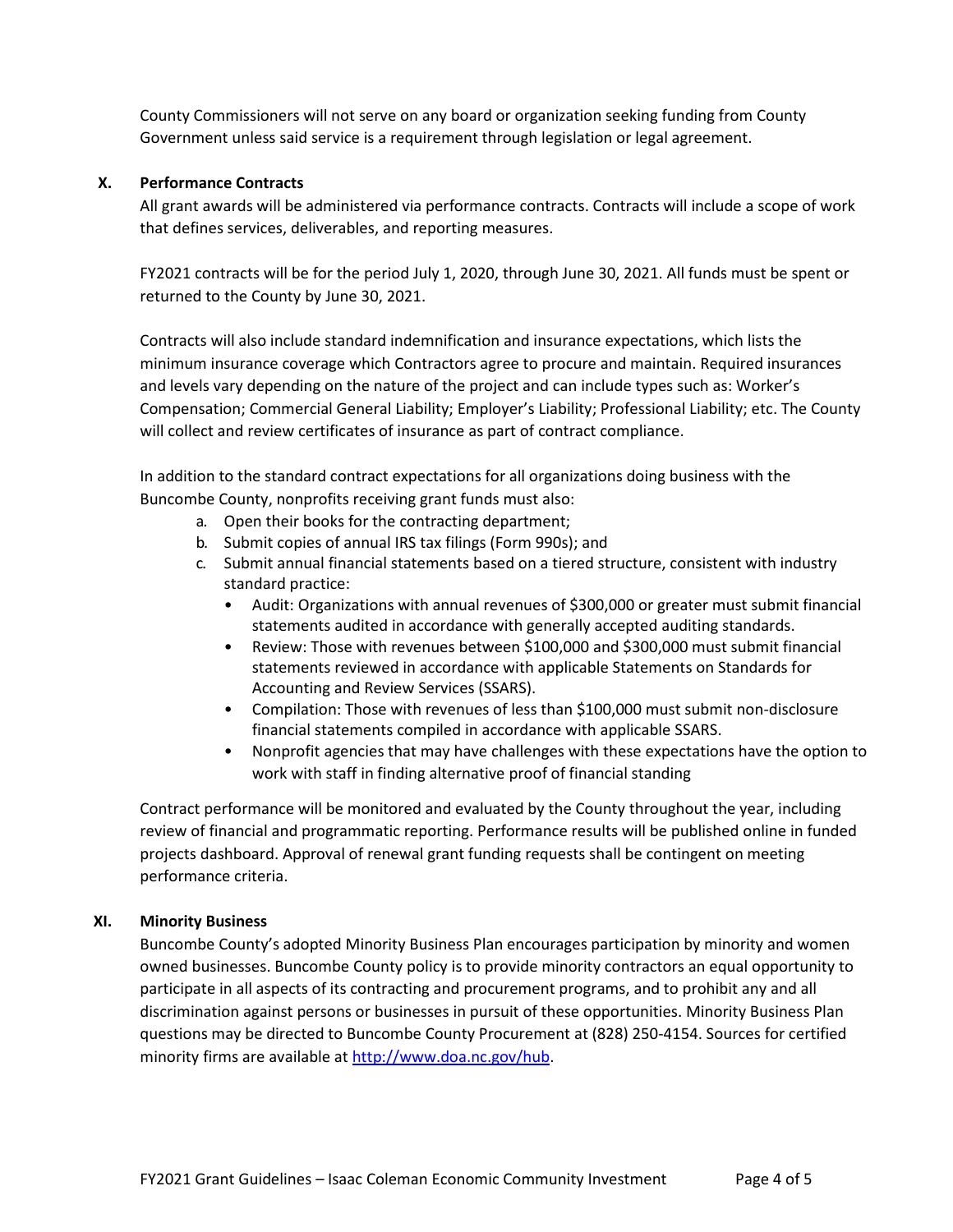County Commissioners will not serve on any board or organization seeking funding from County Government unless said service is a requirement through legislation or legal agreement.

## X. Performance Contracts

All grant awards will be administered via performance contracts. Contracts will include a scope of work that defines services, deliverables, and reporting measures.

FY2021 contracts will be for the period July 1, 2020, through June 30, 2021. All funds must be spent or returned to the County by June 30, 2021.

Contracts will also include standard indemnification and insurance expectations, which lists the minimum insurance coverage which Contractors agree to procure and maintain. Required insurances and levels vary depending on the nature of the project and can include types such as: Worker's Compensation; Commercial General Liability; Employer's Liability; Professional Liability; etc. The County will collect and review certificates of insurance as part of contract compliance.

In addition to the standard contract expectations for all organizations doing business with the Buncombe County, nonprofits receiving grant funds must also:

a. Open their books for the contracting department;
b. Submit copies of annual IRS tax filings (Form 990s); and
c. Submit annual financial statements based on a tiered structure, consistent with industry standard practice:
   - Audit: Organizations with annual revenues of $300,000 or greater must submit financial statements audited in accordance with generally accepted auditing standards.
   - Review: Those with revenues between $100,000 and $300,000 must submit financial statements reviewed in accordance with applicable Statements on Standards for Accounting and Review Services (SSARS).
   - Compilation: Those with revenues of less than $100,000 must submit non-disclosure financial statements compiled in accordance with applicable SSARS.
   - Nonprofit agencies that may have challenges with these expectations have the option to work with staff in finding alternative proof of financial standing

Contract performance will be monitored and evaluated by the County throughout the year, including review of financial and programmatic reporting. Performance results will be published online in funded projects dashboard. Approval of renewal grant funding requests shall be contingent on meeting performance criteria.

## XI. Minority Business

Buncombe County's adopted Minority Business Plan encourages participation by minority and women owned businesses. Buncombe County policy is to provide minority contractors an equal opportunity to participate in all aspects of its contracting and procurement programs, and to prohibit any and all discrimination against persons or businesses in pursuit of these opportunities. Minority Business Plan questions may be directed to Buncombe County Procurement at (828) 250-4154. Sources for certified minority firms are available at [http://www.doa.nc.gov/hub](http://www.doa.nc.gov/hub).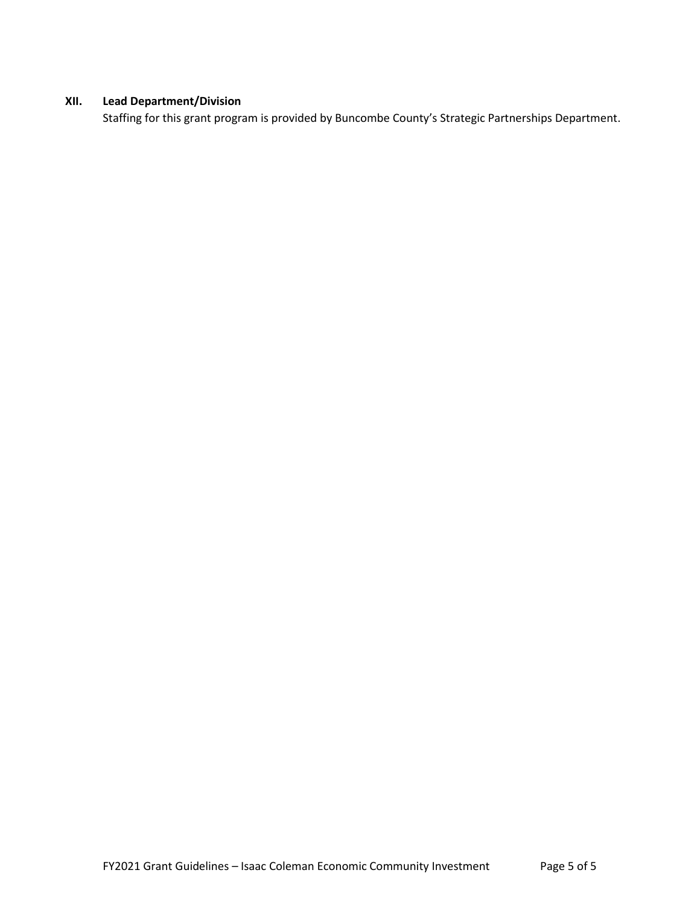## XII. Lead Department/Division

Staffing for this grant program is provided by Buncombe County's Strategic Partnerships Department.